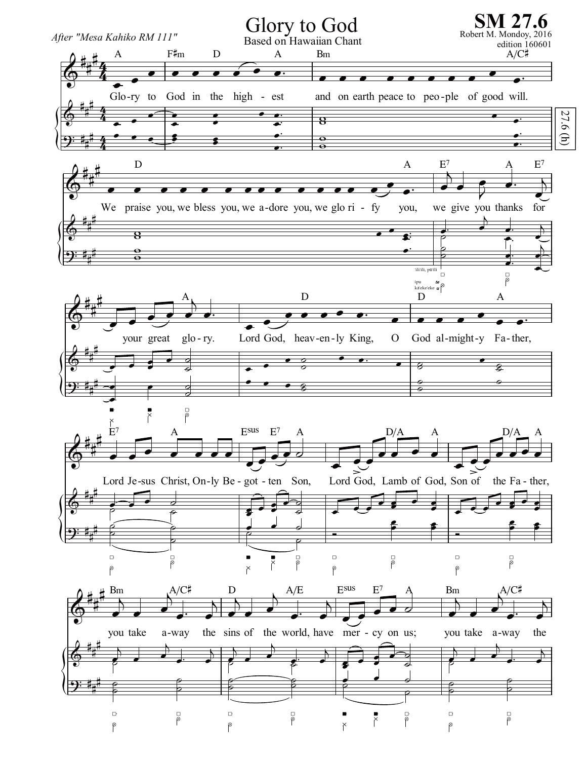# Glory to God

Based on Hawaiian Chant

*After "Mesa Kahiko RM 111"*

**SM 27.6**

Robert M. Mondoy, 2016
edition 160601

27.6 (h)

A F♯m D A Bm A/C♯

Glo-ry to God in the high - est and on earth peace to peo-ple of good will.

D A E7 A E7

We praise you, we bless you, we a-dore you, we glo ri - fy you, we give you thanks for

'ili'ili, pū'ili

ipu te ka'eke'eke u

A D D A

your great glo-ry. Lord God, heav-en-ly King, O God al-might-y Fa-ther,

E7 A Esus E7 A D/A A D/A A

Lord Je-sus Christ, On-ly Be-got-ten Son, Lord God, Lamb of God, Son of the Fa-ther,

Bm A/C♯ D A/E Esus E7 A Bm A/C♯

you take a-way the sins of the world, have mer-cy on us; you take a-way the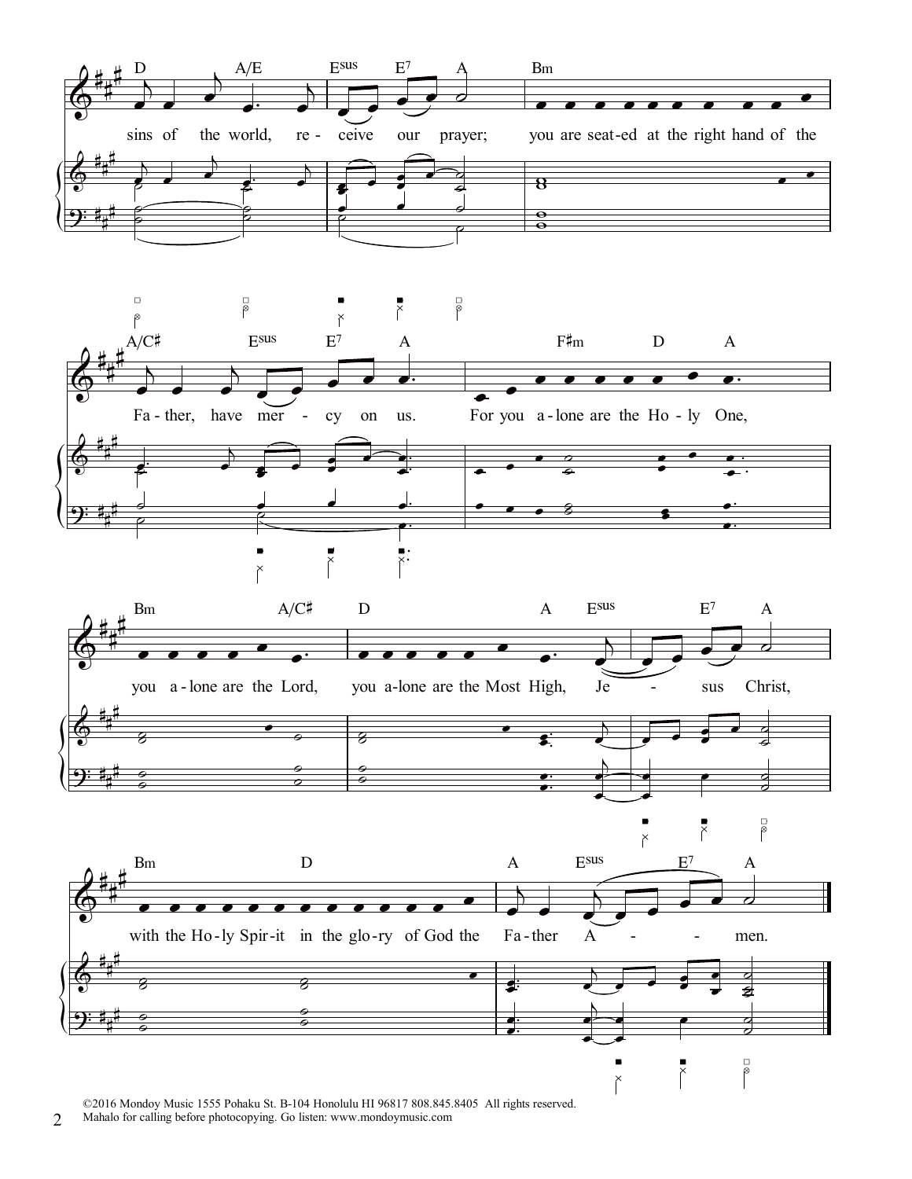D A/E Esus E7 A Bm

sins of the world, re - ceive our prayer; you are seat-ed at the right hand of the

A/C♯ Esus E7 A F♯m D A

Fa - ther, have mer - cy on us. For you a - lone are the Ho - ly One,

Bm A/C♯ D A Esus E7 A

you a - lone are the Lord, you a-lone are the Most High, Je - sus Christ,

Bm D A Esus E7 A

with the Ho - ly Spir - it in the glo - ry of God the Fa - ther A - - men.

©2016 Mondoy Music 1555 Pohaku St. B-104 Honolulu HI 96817 808.845.8405 All rights reserved.
Mahalo for calling before photocopying. Go listen: www.mondoymusic.com